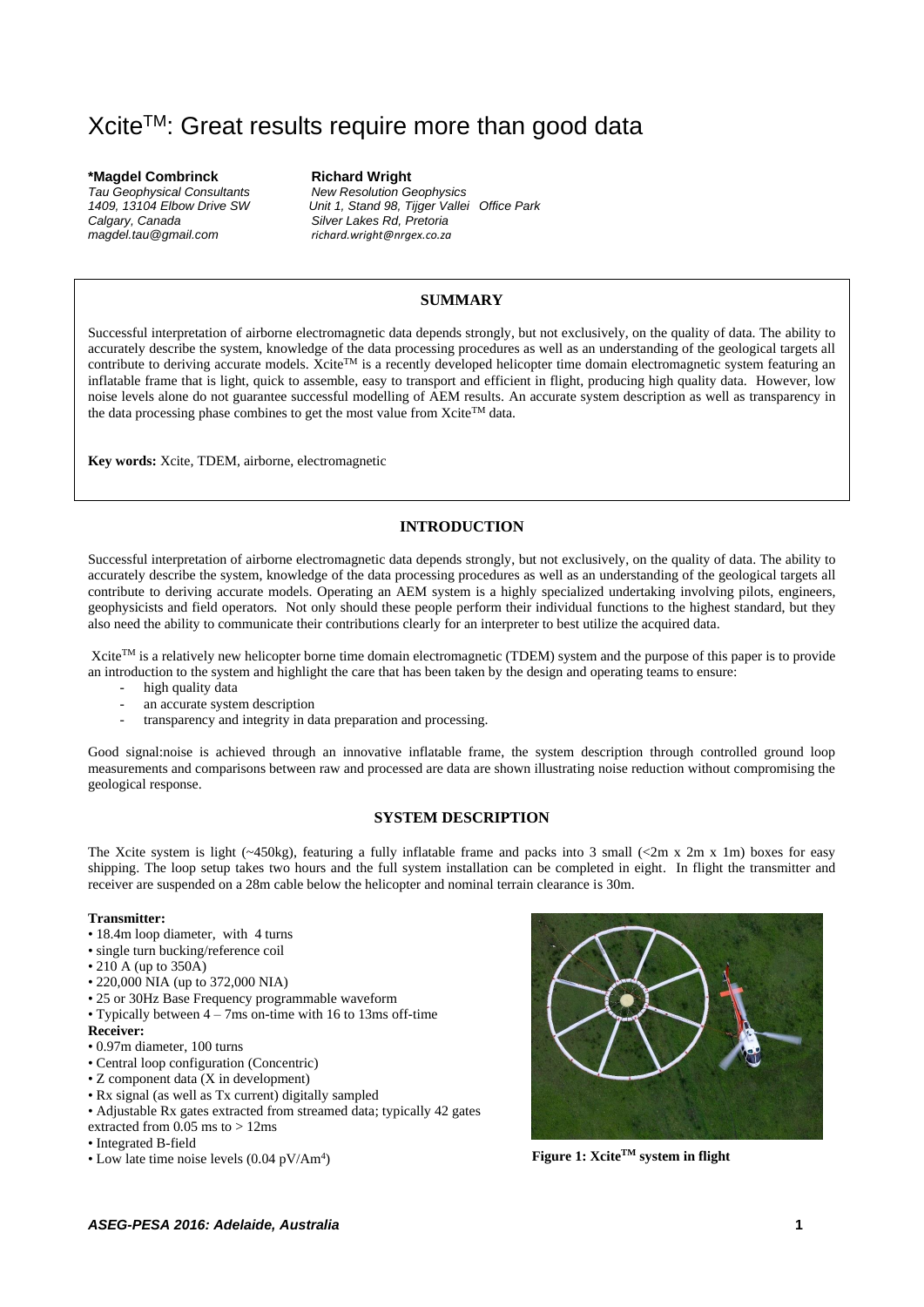# Xcite$^{TM}$: Great results require more than good data

**\*Magdel Combrinck**
*Tau Geophysical Consultants*
*1409, 13104 Elbow Drive SW*
*Calgary, Canada*
*magdel.tau@gmail.com*

**Richard Wright**
*New Resolution Geophysics*
*Unit 1, Stand 98, Tijger Vallei Office Park*
*Silver Lakes Rd, Pretoria*
*richard.wright@nrgex.co.za*

## SUMMARY

Successful interpretation of airborne electromagnetic data depends strongly, but not exclusively, on the quality of data. The ability to accurately describe the system, knowledge of the data processing procedures as well as an understanding of the geological targets all contribute to deriving accurate models. Xcite$^{TM}$ is a recently developed helicopter time domain electromagnetic system featuring an inflatable frame that is light, quick to assemble, easy to transport and efficient in flight, producing high quality data. However, low noise levels alone do not guarantee successful modelling of AEM results. An accurate system description as well as transparency in the data processing phase combines to get the most value from Xcite$^{TM}$ data.

**Key words:** Xcite, TDEM, airborne, electromagnetic

## INTRODUCTION

Successful interpretation of airborne electromagnetic data depends strongly, but not exclusively, on the quality of data. The ability to accurately describe the system, knowledge of the data processing procedures as well as an understanding of the geological targets all contribute to deriving accurate models. Operating an AEM system is a highly specialized undertaking involving pilots, engineers, geophysicists and field operators. Not only should these people perform their individual functions to the highest standard, but they also need the ability to communicate their contributions clearly for an interpreter to best utilize the acquired data.

Xcite$^{TM}$ is a relatively new helicopter borne time domain electromagnetic (TDEM) system and the purpose of this paper is to provide an introduction to the system and highlight the care that has been taken by the design and operating teams to ensure:

- high quality data
- an accurate system description
- transparency and integrity in data preparation and processing.

Good signal:noise is achieved through an innovative inflatable frame, the system description through controlled ground loop measurements and comparisons between raw and processed are data are shown illustrating noise reduction without compromising the geological response.

## SYSTEM DESCRIPTION

The Xcite system is light (~450kg), featuring a fully inflatable frame and packs into 3 small (<2m x 2m x 1m) boxes for easy shipping. The loop setup takes two hours and the full system installation can be completed in eight. In flight the transmitter and receiver are suspended on a 28m cable below the helicopter and nominal terrain clearance is 30m.

**Transmitter:**

- 18.4m loop diameter, with 4 turns
- single turn bucking/reference coil
- 210 A (up to 350A)
- 220,000 NIA (up to 372,000 NIA)
- 25 or 30Hz Base Frequency programmable waveform
- Typically between 4 – 7ms on-time with 16 to 13ms off-time

**Receiver:**

- 0.97m diameter, 100 turns
- Central loop configuration (Concentric)
- Z component data (X in development)
- Rx signal (as well as Tx current) digitally sampled
- Adjustable Rx gates extracted from streamed data; typically 42 gates extracted from 0.05 ms to > 12ms
- Integrated B-field
- Low late time noise levels (0.04 pV/Am$^4$)

**Figure 1: Xcite$^{TM}$ system in flight**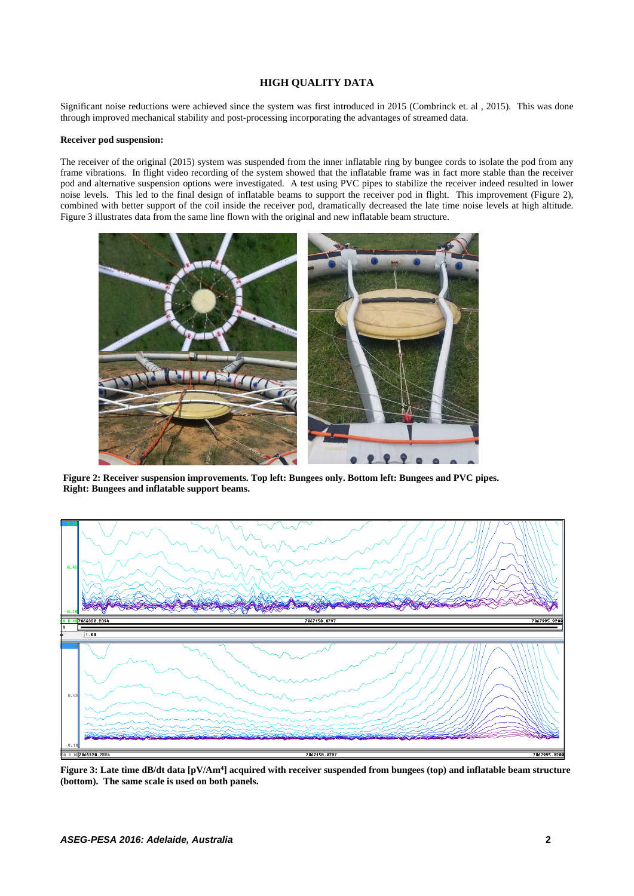## HIGH QUALITY DATA

Significant noise reductions were achieved since the system was first introduced in 2015 (Combrinck et. al , 2015). This was done through improved mechanical stability and post-processing incorporating the advantages of streamed data.

**Receiver pod suspension:**

The receiver of the original (2015) system was suspended from the inner inflatable ring by bungee cords to isolate the pod from any frame vibrations. In flight video recording of the system showed that the inflatable frame was in fact more stable than the receiver pod and alternative suspension options were investigated. A test using PVC pipes to stabilize the receiver indeed resulted in lower noise levels. This led to the final design of inflatable beams to support the receiver pod in flight. This improvement (Figure 2), combined with better support of the coil inside the receiver pod, dramatically decreased the late time noise levels at high altitude. Figure 3 illustrates data from the same line flown with the original and new inflatable beam structure.

**Figure 2: Receiver suspension improvements. Top left: Bungees only. Bottom left: Bungees and PVC pipes. Right: Bungees and inflatable support beams.**

**Figure 3: Late time dB/dt data [pV/Am$^4$] acquired with receiver suspended from bungees (top) and inflatable beam structure (bottom). The same scale is used on both panels.**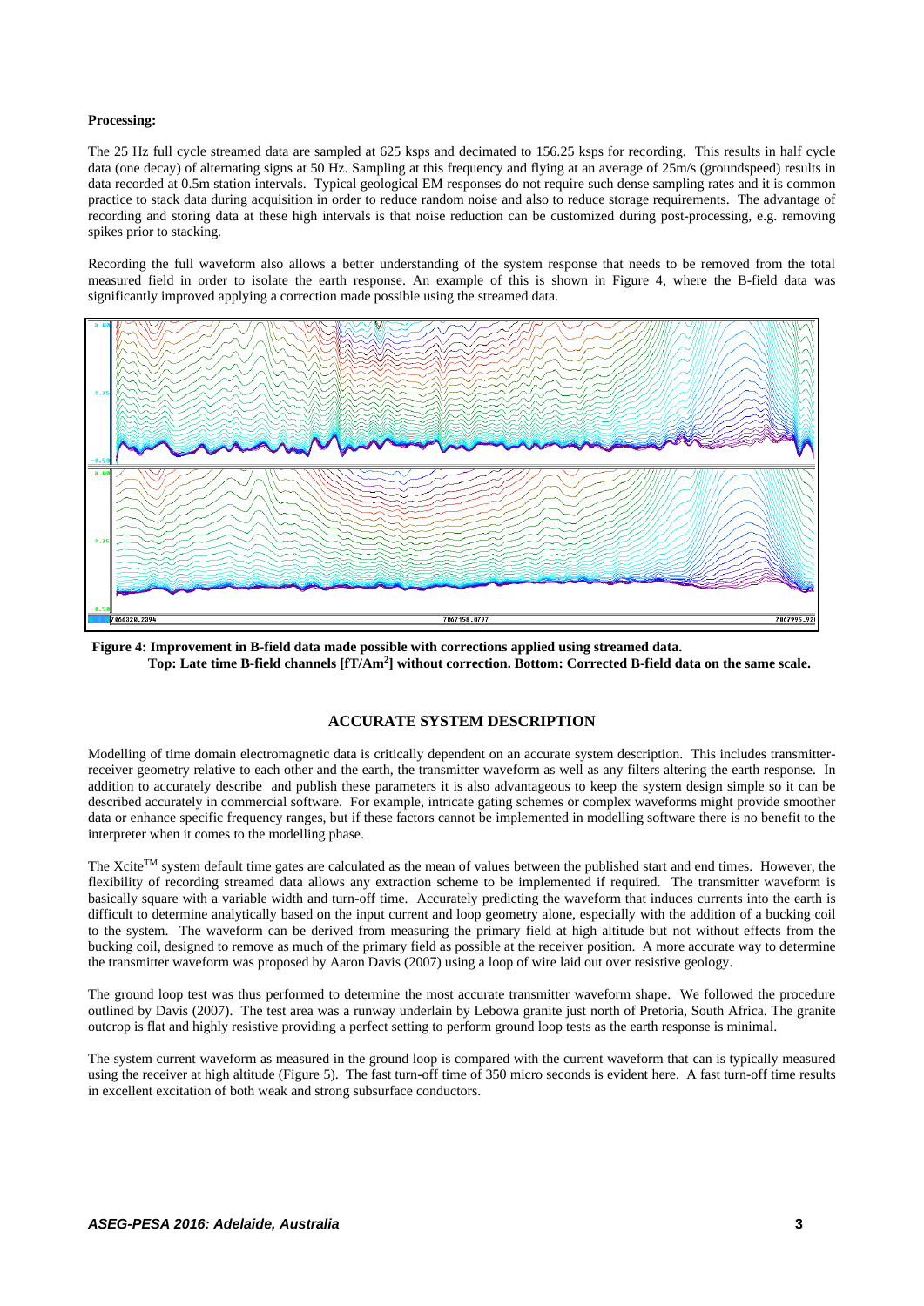**Processing:**

The 25 Hz full cycle streamed data are sampled at 625 ksps and decimated to 156.25 ksps for recording. This results in half cycle data (one decay) of alternating signs at 50 Hz. Sampling at this frequency and flying at an average of 25m/s (groundspeed) results in data recorded at 0.5m station intervals. Typical geological EM responses do not require such dense sampling rates and it is common practice to stack data during acquisition in order to reduce random noise and also to reduce storage requirements. The advantage of recording and storing data at these high intervals is that noise reduction can be customized during post-processing, e.g. removing spikes prior to stacking.

Recording the full waveform also allows a better understanding of the system response that needs to be removed from the total measured field in order to isolate the earth response. An example of this is shown in Figure 4, where the B-field data was significantly improved applying a correction made possible using the streamed data.

**Figure 4: Improvement in B-field data made possible with corrections applied using streamed data. Top: Late time B-field channels [fT/Am$^2$] without correction. Bottom: Corrected B-field data on the same scale.**

## ACCURATE SYSTEM DESCRIPTION

Modelling of time domain electromagnetic data is critically dependent on an accurate system description. This includes transmitter-receiver geometry relative to each other and the earth, the transmitter waveform as well as any filters altering the earth response. In addition to accurately describe and publish these parameters it is also advantageous to keep the system design simple so it can be described accurately in commercial software. For example, intricate gating schemes or complex waveforms might provide smoother data or enhance specific frequency ranges, but if these factors cannot be implemented in modelling software there is no benefit to the interpreter when it comes to the modelling phase.

The Xcite$^{TM}$ system default time gates are calculated as the mean of values between the published start and end times. However, the flexibility of recording streamed data allows any extraction scheme to be implemented if required. The transmitter waveform is basically square with a variable width and turn-off time. Accurately predicting the waveform that induces currents into the earth is difficult to determine analytically based on the input current and loop geometry alone, especially with the addition of a bucking coil to the system. The waveform can be derived from measuring the primary field at high altitude but not without effects from the bucking coil, designed to remove as much of the primary field as possible at the receiver position. A more accurate way to determine the transmitter waveform was proposed by Aaron Davis (2007) using a loop of wire laid out over resistive geology.

The ground loop test was thus performed to determine the most accurate transmitter waveform shape. We followed the procedure outlined by Davis (2007). The test area was a runway underlain by Lebowa granite just north of Pretoria, South Africa. The granite outcrop is flat and highly resistive providing a perfect setting to perform ground loop tests as the earth response is minimal.

The system current waveform as measured in the ground loop is compared with the current waveform that can is typically measured using the receiver at high altitude (Figure 5). The fast turn-off time of 350 micro seconds is evident here. A fast turn-off time results in excellent excitation of both weak and strong subsurface conductors.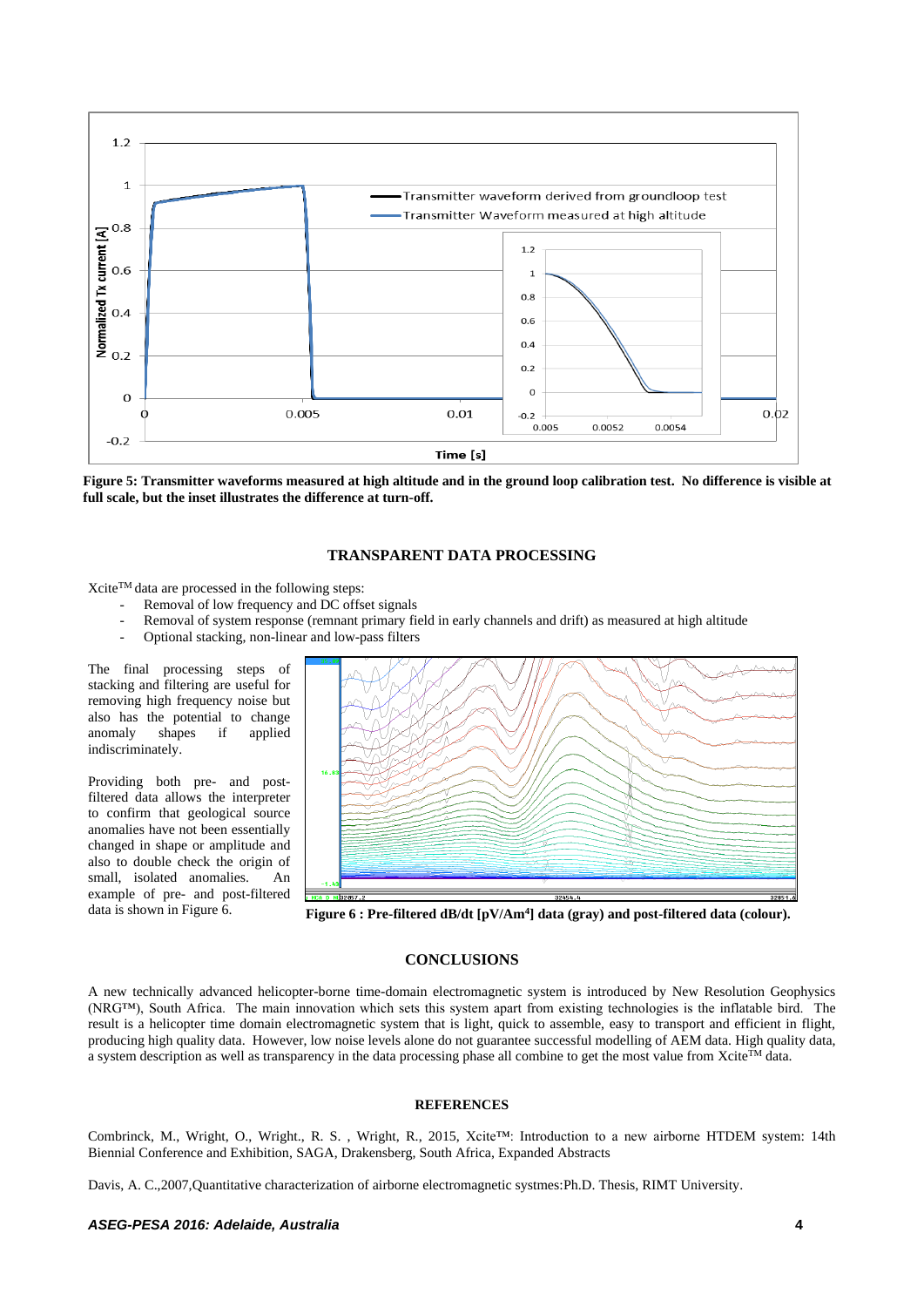1.2

1

0.8

0.6

0.4

0.2

0

-0.2

Normalized Tx current [A]

0 0.005 0.01 0.02

Time [s]

Transmitter waveform derived from groundloop test

Transmitter Waveform measured at high altitude

1.2
1
0.8
0.6
0.4
0.2
0
-0.2
0.005 0.0052 0.0054

**Figure 5: Transmitter waveforms measured at high altitude and in the ground loop calibration test. No difference is visible at full scale, but the inset illustrates the difference at turn-off.**

## TRANSPARENT DATA PROCESSING

Xcite™ data are processed in the following steps:

- Removal of low frequency and DC offset signals
- Removal of system response (remnant primary field in early channels and drift) as measured at high altitude
- Optional stacking, non-linear and low-pass filters

The final processing steps of stacking and filtering are useful for removing high frequency noise but also has the potential to change anomaly shapes if applied indiscriminately.

Providing both pre- and post-filtered data allows the interpreter to confirm that geological source anomalies have not been essentially changed in shape or amplitude and also to double check the origin of small, isolated anomalies. An example of pre- and post-filtered data is shown in Figure 6.

**Figure 6 : Pre-filtered dB/dt [pV/Am⁴] data (gray) and post-filtered data (colour).**

## CONCLUSIONS

A new technically advanced helicopter-borne time-domain electromagnetic system is introduced by New Resolution Geophysics (NRG™), South Africa. The main innovation which sets this system apart from existing technologies is the inflatable bird. The result is a helicopter time domain electromagnetic system that is light, quick to assemble, easy to transport and efficient in flight, producing high quality data. However, low noise levels alone do not guarantee successful modelling of AEM data. High quality data, a system description as well as transparency in the data processing phase all combine to get the most value from Xcite™ data.

## REFERENCES

Combrinck, M., Wright, O., Wright., R. S. , Wright, R., 2015, Xcite™: Introduction to a new airborne HTDEM system: 14th Biennial Conference and Exhibition, SAGA, Drakensberg, South Africa, Expanded Abstracts

Davis, A. C.,2007,Quantitative characterization of airborne electromagnetic systmes:Ph.D. Thesis, RIMT University.